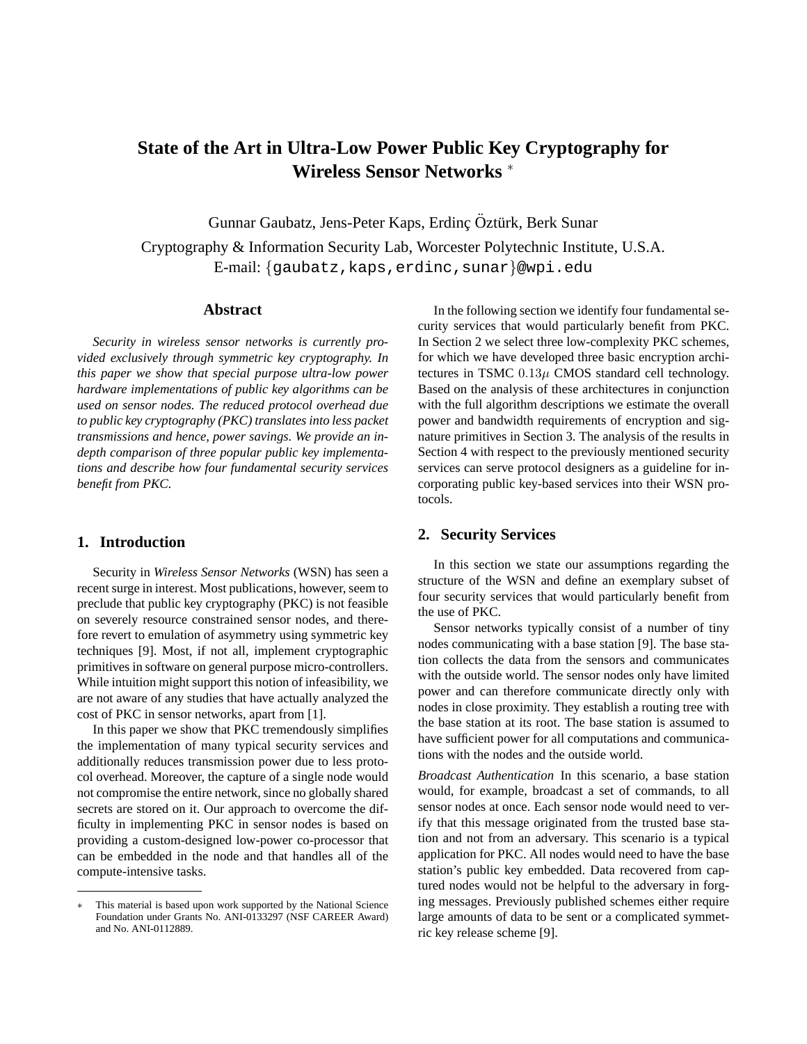# State of the Art in Ultra-Low Power Public Key Cryptography for Wireless Sensor Networks *

Gunnar Gaubatz, Jens-Peter Kaps, Erdinç Öztürk, Berk Sunar

Cryptography & Information Security Lab, Worcester Polytechnic Institute, U.S.A.
E-mail: {gaubatz,kaps,erdinc,sunar}@wpi.edu

## Abstract

*Security in wireless sensor networks is currently provided exclusively through symmetric key cryptography. In this paper we show that special purpose ultra-low power hardware implementations of public key algorithms can be used on sensor nodes. The reduced protocol overhead due to public key cryptography (PKC) translates into less packet transmissions and hence, power savings. We provide an in-depth comparison of three popular public key implementations and describe how four fundamental security services benefit from PKC.*

## 1. Introduction

Security in *Wireless Sensor Networks* (WSN) has seen a recent surge in interest. Most publications, however, seem to preclude that public key cryptography (PKC) is not feasible on severely resource constrained sensor nodes, and therefore revert to emulation of asymmetry using symmetric key techniques [9]. Most, if not all, implement cryptographic primitives in software on general purpose micro-controllers. While intuition might support this notion of infeasibility, we are not aware of any studies that have actually analyzed the cost of PKC in sensor networks, apart from [1].

In this paper we show that PKC tremendously simplifies the implementation of many typical security services and additionally reduces transmission power due to less protocol overhead. Moreover, the capture of a single node would not compromise the entire network, since no globally shared secrets are stored on it. Our approach to overcome the difficulty in implementing PKC in sensor nodes is based on providing a custom-designed low-power co-processor that can be embedded in the node and that handles all of the compute-intensive tasks.

In the following section we identify four fundamental security services that would particularly benefit from PKC. In Section 2 we select three low-complexity PKC schemes, for which we have developed three basic encryption architectures in TSMC $0.13\mu$ CMOS standard cell technology. Based on the analysis of these architectures in conjunction with the full algorithm descriptions we estimate the overall power and bandwidth requirements of encryption and signature primitives in Section 3. The analysis of the results in Section 4 with respect to the previously mentioned security services can serve protocol designers as a guideline for incorporating public key-based services into their WSN protocols.

## 2. Security Services

In this section we state our assumptions regarding the structure of the WSN and define an exemplary subset of four security services that would particularly benefit from the use of PKC.

Sensor networks typically consist of a number of tiny nodes communicating with a base station [9]. The base station collects the data from the sensors and communicates with the outside world. The sensor nodes only have limited power and can therefore communicate directly only with nodes in close proximity. They establish a routing tree with the base station at its root. The base station is assumed to have sufficient power for all computations and communications with the nodes and the outside world.

*Broadcast Authentication* In this scenario, a base station would, for example, broadcast a set of commands, to all sensor nodes at once. Each sensor node would need to verify that this message originated from the trusted base station and not from an adversary. This scenario is a typical application for PKC. All nodes would need to have the base station's public key embedded. Data recovered from captured nodes would not be helpful to the adversary in forging messages. Previously published schemes either require large amounts of data to be sent or a complicated symmetric key release scheme [9].

* This material is based upon work supported by the National Science Foundation under Grants No. ANI-0133297 (NSF CAREER Award) and No. ANI-0112889.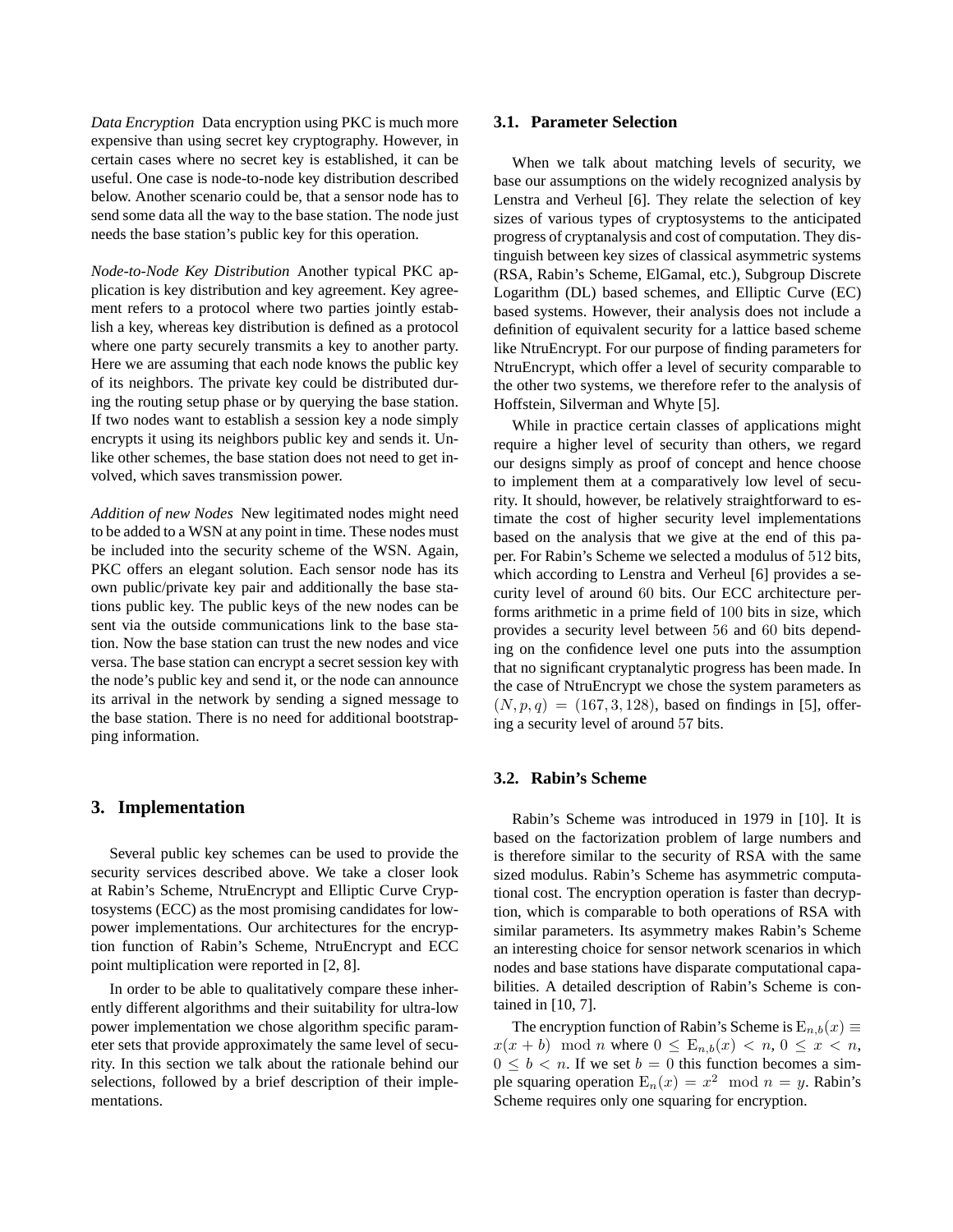*Data Encryption* Data encryption using PKC is much more expensive than using secret key cryptography. However, in certain cases where no secret key is established, it can be useful. One case is node-to-node key distribution described below. Another scenario could be, that a sensor node has to send some data all the way to the base station. The node just needs the base station's public key for this operation.

*Node-to-Node Key Distribution* Another typical PKC application is key distribution and key agreement. Key agreement refers to a protocol where two parties jointly establish a key, whereas key distribution is defined as a protocol where one party securely transmits a key to another party. Here we are assuming that each node knows the public key of its neighbors. The private key could be distributed during the routing setup phase or by querying the base station. If two nodes want to establish a session key a node simply encrypts it using its neighbors public key and sends it. Unlike other schemes, the base station does not need to get involved, which saves transmission power.

*Addition of new Nodes* New legitimated nodes might need to be added to a WSN at any point in time. These nodes must be included into the security scheme of the WSN. Again, PKC offers an elegant solution. Each sensor node has its own public/private key pair and additionally the base stations public key. The public keys of the new nodes can be sent via the outside communications link to the base station. Now the base station can trust the new nodes and vice versa. The base station can encrypt a secret session key with the node's public key and send it, or the node can announce its arrival in the network by sending a signed message to the base station. There is no need for additional bootstrapping information.

## 3. Implementation

Several public key schemes can be used to provide the security services described above. We take a closer look at Rabin's Scheme, NtruEncrypt and Elliptic Curve Cryptosystems (ECC) as the most promising candidates for low-power implementations. Our architectures for the encryption function of Rabin's Scheme, NtruEncrypt and ECC point multiplication were reported in [2, 8].

In order to be able to qualitatively compare these inherently different algorithms and their suitability for ultra-low power implementation we chose algorithm specific parameter sets that provide approximately the same level of security. In this section we talk about the rationale behind our selections, followed by a brief description of their implementations.

### 3.1. Parameter Selection

When we talk about matching levels of security, we base our assumptions on the widely recognized analysis by Lenstra and Verheul [6]. They relate the selection of key sizes of various types of cryptosystems to the anticipated progress of cryptanalysis and cost of computation. They distinguish between key sizes of classical asymmetric systems (RSA, Rabin's Scheme, ElGamal, etc.), Subgroup Discrete Logarithm (DL) based schemes, and Elliptic Curve (EC) based systems. However, their analysis does not include a definition of equivalent security for a lattice based scheme like NtruEncrypt. For our purpose of finding parameters for NtruEncrypt, which offer a level of security comparable to the other two systems, we therefore refer to the analysis of Hoffstein, Silverman and Whyte [5].

While in practice certain classes of applications might require a higher level of security than others, we regard our designs simply as proof of concept and hence choose to implement them at a comparatively low level of security. It should, however, be relatively straightforward to estimate the cost of higher security level implementations based on the analysis that we give at the end of this paper. For Rabin's Scheme we selected a modulus of $512$ bits, which according to Lenstra and Verheul [6] provides a security level of around $60$ bits. Our ECC architecture performs arithmetic in a prime field of $100$ bits in size, which provides a security level between $56$ and $60$ bits depending on the confidence level one puts into the assumption that no significant cryptanalytic progress has been made. In the case of NtruEncrypt we chose the system parameters as $(N, p, q) = (167, 3, 128)$, based on findings in [5], offering a security level of around $57$ bits.

### 3.2. Rabin's Scheme

Rabin's Scheme was introduced in 1979 in [10]. It is based on the factorization problem of large numbers and is therefore similar to the security of RSA with the same sized modulus. Rabin's Scheme has asymmetric computational cost. The encryption operation is faster than decryption, which is comparable to both operations of RSA with similar parameters. Its asymmetry makes Rabin's Scheme an interesting choice for sensor network scenarios in which nodes and base stations have disparate computational capabilities. A detailed description of Rabin's Scheme is contained in [10, 7].

The encryption function of Rabin's Scheme is $\mathrm{E}_{n,b}(x) \equiv x(x+b) \mod n$ where $0 \leq \mathrm{E}_{n,b}(x) < n$, $0 \leq x < n$, $0 \leq b < n$. If we set $b = 0$ this function becomes a simple squaring operation $\mathrm{E}_n(x) = x^2 \mod n = y$. Rabin's Scheme requires only one squaring for encryption.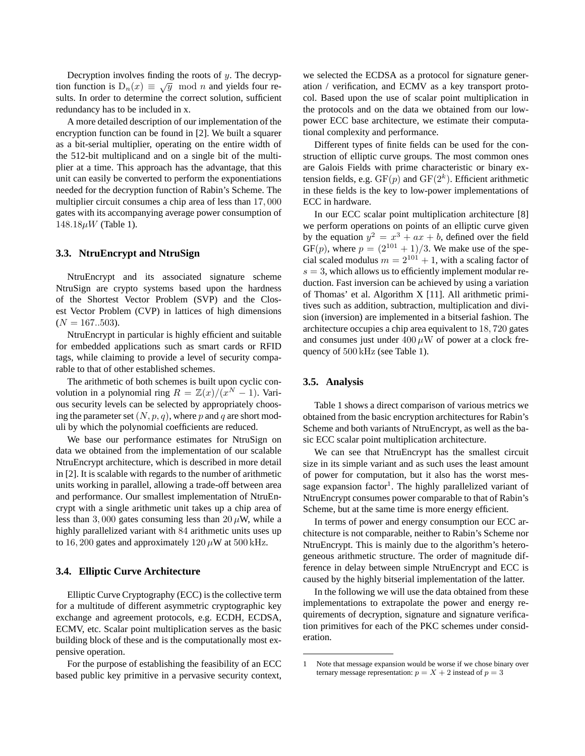Decryption involves finding the roots of $y$. The decryption function is $\mathrm{D}_n(x) \equiv \sqrt{y} \mod n$ and yields four results. In order to determine the correct solution, sufficient redundancy has to be included in x.

A more detailed description of our implementation of the encryption function can be found in [2]. We built a squarer as a bit-serial multiplier, operating on the entire width of the 512-bit multiplicand and on a single bit of the multiplier at a time. This approach has the advantage, that this unit can easily be converted to perform the exponentiations needed for the decryption function of Rabin's Scheme. The multiplier circuit consumes a chip area of less than $17,000$ gates with its accompanying average power consumption of $148.18\mu W$ (Table 1).

### 3.3. NtruEncrypt and NtruSign

NtruEncrypt and its associated signature scheme NtruSign are crypto systems based upon the hardness of the Shortest Vector Problem (SVP) and the Closest Vector Problem (CVP) in lattices of high dimensions ($N = 167..503$).

NtruEncrypt in particular is highly efficient and suitable for embedded applications such as smart cards or RFID tags, while claiming to provide a level of security comparable to that of other established schemes.

The arithmetic of both schemes is built upon cyclic convolution in a polynomial ring $R = \mathbb{Z}(x)/(x^N - 1)$. Various security levels can be selected by appropriately choosing the parameter set $(N, p, q)$, where $p$ and $q$ are short moduli by which the polynomial coefficients are reduced.

We base our performance estimates for NtruSign on data we obtained from the implementation of our scalable NtruEncrypt architecture, which is described in more detail in [2]. It is scalable with regards to the number of arithmetic units working in parallel, allowing a trade-off between area and performance. Our smallest implementation of NtruEncrypt with a single arithmetic unit takes up a chip area of less than $3,000$ gates consuming less than $20\,\mu$W, while a highly parallelized variant with $84$ arithmetic units uses up to $16,200$ gates and approximately $120\,\mu$W at $500\,$kHz.

### 3.4. Elliptic Curve Architecture

Elliptic Curve Cryptography (ECC) is the collective term for a multitude of different asymmetric cryptographic key exchange and agreement protocols, e.g. ECDH, ECDSA, ECMV, etc. Scalar point multiplication serves as the basic building block of these and is the computationally most expensive operation.

For the purpose of establishing the feasibility of an ECC based public key primitive in a pervasive security context, we selected the ECDSA as a protocol for signature generation / verification, and ECMV as a key transport protocol. Based upon the use of scalar point multiplication in the protocols and on the data we obtained from our low-power ECC base architecture, we estimate their computational complexity and performance.

Different types of finite fields can be used for the construction of elliptic curve groups. The most common ones are Galois Fields with prime characteristic or binary extension fields, e.g. $\mathrm{GF}(p)$ and $\mathrm{GF}(2^k)$. Efficient arithmetic in these fields is the key to low-power implementations of ECC in hardware.

In our ECC scalar point multiplication architecture [8] we perform operations on points of an elliptic curve given by the equation $y^2 = x^3 + ax + b$, defined over the field $\mathrm{GF}(p)$, where $p = (2^{101} + 1)/3$. We make use of the special scaled modulus $m = 2^{101} + 1$, with a scaling factor of $s = 3$, which allows us to efficiently implement modular reduction. Fast inversion can be achieved by using a variation of Thomas' et al. Algorithm X [11]. All arithmetic primitives such as addition, subtraction, multiplication and division (inversion) are implemented in a bitserial fashion. The architecture occupies a chip area equivalent to $18,720$ gates and consumes just under $400\,\mu$W of power at a clock frequency of $500\,$kHz (see Table 1).

### 3.5. Analysis

Table 1 shows a direct comparison of various metrics we obtained from the basic encryption architectures for Rabin's Scheme and both variants of NtruEncrypt, as well as the basic ECC scalar point multiplication architecture.

We can see that NtruEncrypt has the smallest circuit size in its simple variant and as such uses the least amount of power for computation, but it also has the worst message expansion factor[1]. The highly parallelized variant of NtruEncrypt consumes power comparable to that of Rabin's Scheme, but at the same time is more energy efficient.

In terms of power and energy consumption our ECC architecture is not comparable, neither to Rabin's Scheme nor NtruEncrypt. This is mainly due to the algorithm's heterogeneous arithmetic structure. The order of magnitude difference in delay between simple NtruEncrypt and ECC is caused by the highly bitserial implementation of the latter.

In the following we will use the data obtained from these implementations to extrapolate the power and energy requirements of decryption, signature and signature verification primitives for each of the PKC schemes under consideration.

---

1 Note that message expansion would be worse if we chose binary over ternary message representation: $p = X + 2$ instead of $p = 3$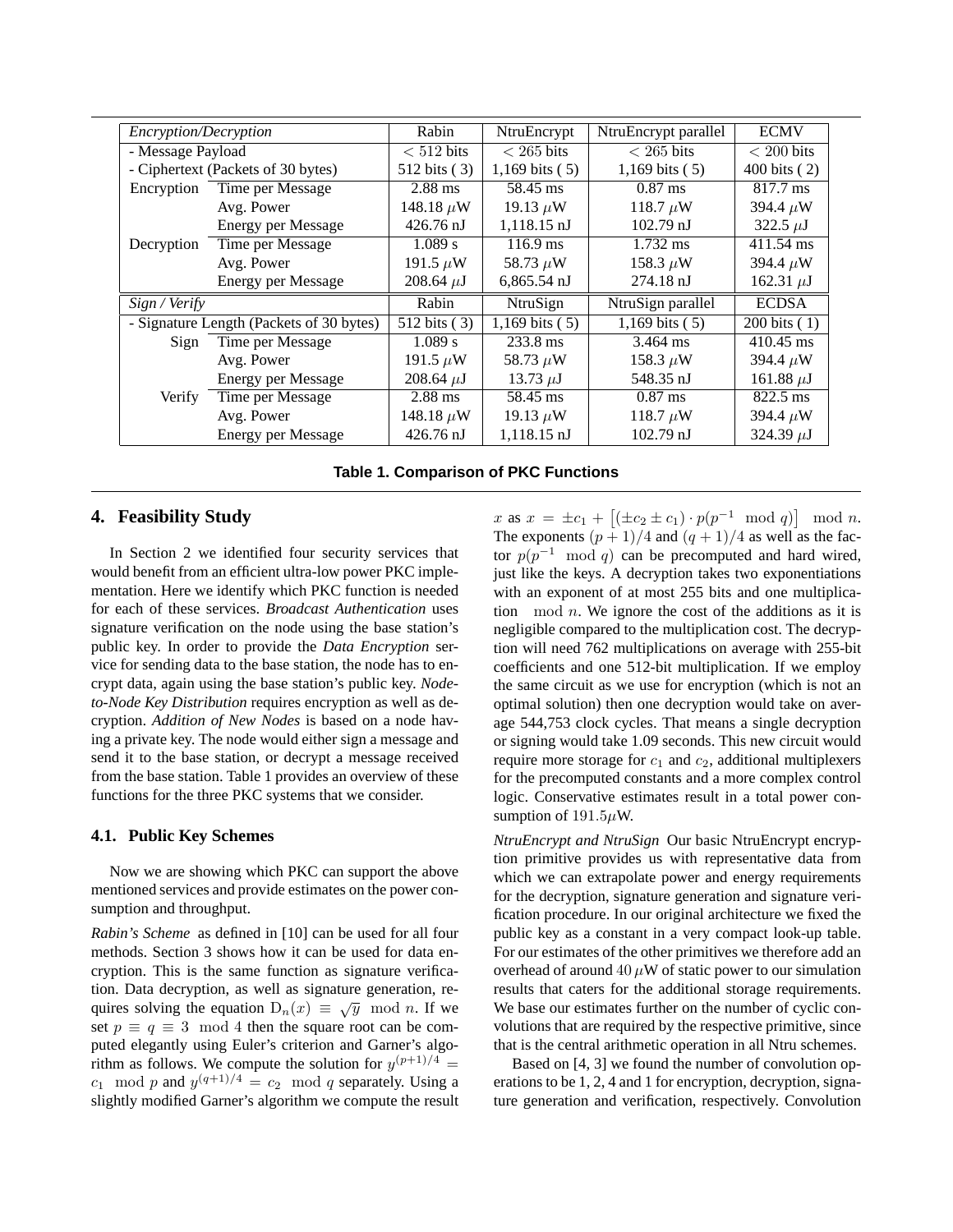| *Encryption/Decryption* | | Rabin | NtruEncrypt | NtruEncrypt parallel | ECMV |
|---|---|---|---|---|---|
| - Message Payload | | < 512 bits | < 265 bits | < 265 bits | < 200 bits |
| - Ciphertext (Packets of 30 bytes) | | 512 bits ( 3) | 1,169 bits ( 5) | 1,169 bits ( 5) | 400 bits ( 2) |
| Encryption | Time per Message | 2.88 ms | 58.45 ms | 0.87 ms | 817.7 ms |
| | Avg. Power | 148.18 $\mu$W | 19.13 $\mu$W | 118.7 $\mu$W | 394.4 $\mu$W |
| | Energy per Message | 426.76 nJ | 1,118.15 nJ | 102.79 nJ | 322.5 $\mu$J |
| Decryption | Time per Message | 1.089 s | 116.9 ms | 1.732 ms | 411.54 ms |
| | Avg. Power | 191.5 $\mu$W | 58.73 $\mu$W | 158.3 $\mu$W | 394.4 $\mu$W |
| | Energy per Message | 208.64 $\mu$J | 6,865.54 nJ | 274.18 nJ | 162.31 $\mu$J |
| *Sign / Verify* | | Rabin | NtruSign | NtruSign parallel | ECDSA |
| - Signature Length (Packets of 30 bytes) | | 512 bits ( 3) | 1,169 bits ( 5) | 1,169 bits ( 5) | 200 bits ( 1) |
| Sign | Time per Message | 1.089 s | 233.8 ms | 3.464 ms | 410.45 ms |
| | Avg. Power | 191.5 $\mu$W | 58.73 $\mu$W | 158.3 $\mu$W | 394.4 $\mu$W |
| | Energy per Message | 208.64 $\mu$J | 13.73 $\mu$J | 548.35 nJ | 161.88 $\mu$J |
| Verify | Time per Message | 2.88 ms | 58.45 ms | 0.87 ms | 822.5 ms |
| | Avg. Power | 148.18 $\mu$W | 19.13 $\mu$W | 118.7 $\mu$W | 394.4 $\mu$W |
| | Energy per Message | 426.76 nJ | 1,118.15 nJ | 102.79 nJ | 324.39 $\mu$J |

**Table 1. Comparison of PKC Functions**

## 4. Feasibility Study

In Section 2 we identified four security services that would benefit from an efficient ultra-low power PKC implementation. Here we identify which PKC function is needed for each of these services. *Broadcast Authentication* uses signature verification on the node using the base station's public key. In order to provide the *Data Encryption* service for sending data to the base station, the node has to encrypt data, again using the base station's public key. *Node-to-Node Key Distribution* requires encryption as well as decryption. *Addition of New Nodes* is based on a node having a private key. The node would either sign a message and send it to the base station, or decrypt a message received from the base station. Table 1 provides an overview of these functions for the three PKC systems that we consider.

### 4.1. Public Key Schemes

Now we are showing which PKC can support the above mentioned services and provide estimates on the power consumption and throughput.

*Rabin's Scheme* as defined in [10] can be used for all four methods. Section 3 shows how it can be used for data encryption. This is the same function as signature verification. Data decryption, as well as signature generation, requires solving the equation $\mathrm{D}_n(x) \equiv \sqrt{y} \mod n$. If we set $p \equiv q \equiv 3 \mod 4$ then the square root can be computed elegantly using Euler's criterion and Garner's algorithm as follows. We compute the solution for $y^{(p+1)/4} = c_1 \mod p$ and $y^{(q+1)/4} = c_2 \mod q$ separately. Using a slightly modified Garner's algorithm we compute the result $x$ as $x = \pm c_1 + \left[(\pm c_2 \pm c_1) \cdot p(p^{-1} \mod q)\right] \mod n$. The exponents $(p+1)/4$ and $(q+1)/4$ as well as the factor $p(p^{-1} \mod q)$ can be precomputed and hard wired, just like the keys. A decryption takes two exponentiations with an exponent of at most 255 bits and one multiplication $\mod n$. We ignore the cost of the additions as it is negligible compared to the multiplication cost. The decryption will need 762 multiplications on average with 255-bit coefficients and one 512-bit multiplication. If we employ the same circuit as we use for encryption (which is not an optimal solution) then one decryption would take on average 544,753 clock cycles. That means a single decryption or signing would take 1.09 seconds. This new circuit would require more storage for $c_1$ and $c_2$, additional multiplexers for the precomputed constants and a more complex control logic. Conservative estimates result in a total power consumption of $191.5\mu$W.

*NtruEncrypt and NtruSign* Our basic NtruEncrypt encryption primitive provides us with representative data from which we can extrapolate power and energy requirements for the decryption, signature generation and signature verification procedure. In our original architecture we fixed the public key as a constant in a very compact look-up table. For our estimates of the other primitives we therefore add an overhead of around 40 $\mu$W of static power to our simulation results that caters for the additional storage requirements. We base our estimates further on the number of cyclic convolutions that are required by the respective primitive, since that is the central arithmetic operation in all Ntru schemes.

Based on [4, 3] we found the number of convolution operations to be 1, 2, 4 and 1 for encryption, decryption, signature generation and verification, respectively. Convolution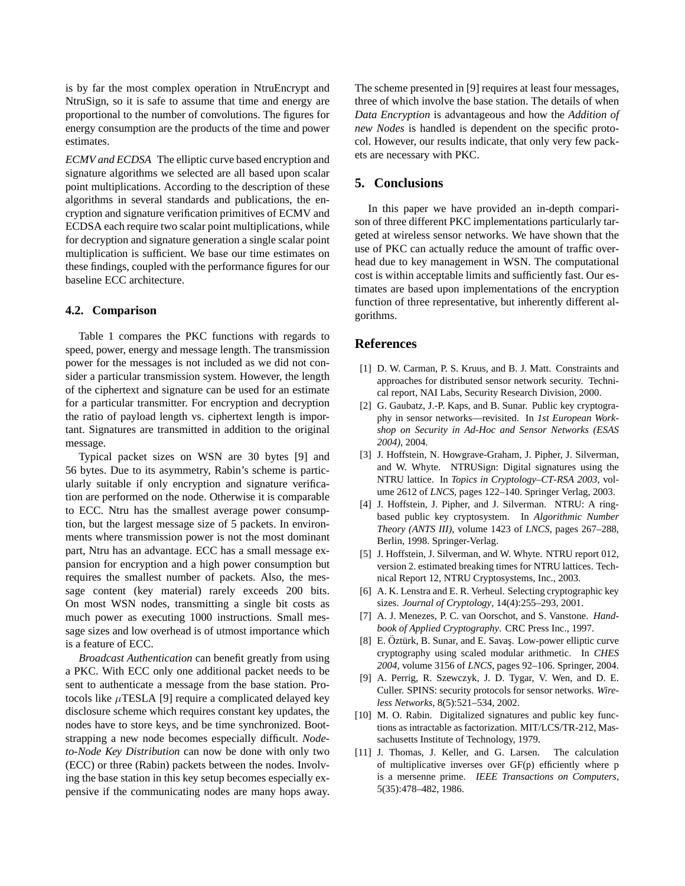is by far the most complex operation in NtruEncrypt and NtruSign, so it is safe to assume that time and energy are proportional to the number of convolutions. The figures for energy consumption are the products of the time and power estimates.

*ECMV and ECDSA* The elliptic curve based encryption and signature algorithms we selected are all based upon scalar point multiplications. According to the description of these algorithms in several standards and publications, the encryption and signature verification primitives of ECMV and ECDSA each require two scalar point multiplications, while for decryption and signature generation a single scalar point multiplication is sufficient. We base our time estimates on these findings, coupled with the performance figures for our baseline ECC architecture.

### 4.2. Comparison

Table 1 compares the PKC functions with regards to speed, power, energy and message length. The transmission power for the messages is not included as we did not consider a particular transmission system. However, the length of the ciphertext and signature can be used for an estimate for a particular transmitter. For encryption and decryption the ratio of payload length vs. ciphertext length is important. Signatures are transmitted in addition to the original message.

Typical packet sizes on WSN are 30 bytes [9] and 56 bytes. Due to its asymmetry, Rabin's scheme is particularly suitable if only encryption and signature verification are performed on the node. Otherwise it is comparable to ECC. Ntru has the smallest average power consumption, but the largest message size of 5 packets. In environments where transmission power is not the most dominant part, Ntru has an advantage. ECC has a small message expansion for encryption and a high power consumption but requires the smallest number of packets. Also, the message content (key material) rarely exceeds 200 bits. On most WSN nodes, transmitting a single bit costs as much power as executing 1000 instructions. Small message sizes and low overhead is of utmost importance which is a feature of ECC.

*Broadcast Authentication* can benefit greatly from using a PKC. With ECC only one additional packet needs to be sent to authenticate a message from the base station. Protocols like $\mu$TESLA [9] require a complicated delayed key disclosure scheme which requires constant key updates, the nodes have to store keys, and be time synchronized. Bootstrapping a new node becomes especially difficult. *Node-to-Node Key Distribution* can now be done with only two (ECC) or three (Rabin) packets between the nodes. Involving the base station in this key setup becomes especially expensive if the communicating nodes are many hops away. The scheme presented in [9] requires at least four messages, three of which involve the base station. The details of when *Data Encryption* is advantageous and how the *Addition of new Nodes* is handled is dependent on the specific protocol. However, our results indicate, that only very few packets are necessary with PKC.

## 5. Conclusions

In this paper we have provided an in-depth comparison of three different PKC implementations particularly targeted at wireless sensor networks. We have shown that the use of PKC can actually reduce the amount of traffic overhead due to key management in WSN. The computational cost is within acceptable limits and sufficiently fast. Our estimates are based upon implementations of the encryption function of three representative, but inherently different algorithms.

## References

[1] D. W. Carman, P. S. Kruus, and B. J. Matt. Constraints and approaches for distributed sensor network security. Technical report, NAI Labs, Security Research Division, 2000.

[2] G. Gaubatz, J.-P. Kaps, and B. Sunar. Public key cryptography in sensor networks—revisited. In *1st European Workshop on Security in Ad-Hoc and Sensor Networks (ESAS 2004)*, 2004.

[3] J. Hoffstein, N. Howgrave-Graham, J. Pipher, J. Silverman, and W. Whyte. NTRUSign: Digital signatures using the NTRU lattice. In *Topics in Cryptology–CT-RSA 2003*, volume 2612 of *LNCS*, pages 122–140. Springer Verlag, 2003.

[4] J. Hoffstein, J. Pipher, and J. Silverman. NTRU: A ring-based public key cryptosystem. In *Algorithmic Number Theory (ANTS III)*, volume 1423 of *LNCS*, pages 267–288, Berlin, 1998. Springer-Verlag.

[5] J. Hoffstein, J. Silverman, and W. Whyte. NTRU report 012, version 2. estimated breaking times for NTRU lattices. Technical Report 12, NTRU Cryptosystems, Inc., 2003.

[6] A. K. Lenstra and E. R. Verheul. Selecting cryptographic key sizes. *Journal of Cryptology*, 14(4):255–293, 2001.

[7] A. J. Menezes, P. C. van Oorschot, and S. Vanstone. *Handbook of Applied Cryptography*. CRC Press Inc., 1997.

[8] E. Öztürk, B. Sunar, and E. Savaş. Low-power elliptic curve cryptography using scaled modular arithmetic. In *CHES 2004*, volume 3156 of *LNCS*, pages 92–106. Springer, 2004.

[9] A. Perrig, R. Szewczyk, J. D. Tygar, V. Wen, and D. E. Culler. SPINS: security protocols for sensor networks. *Wireless Networks*, 8(5):521–534, 2002.

[10] M. O. Rabin. Digitalized signatures and public key functions as intractable as factorization. MIT/LCS/TR-212, Massachusetts Institute of Technology, 1979.

[11] J. Thomas, J. Keller, and G. Larsen. The calculation of multiplicative inverses over GF(p) efficiently where p is a mersenne prime. *IEEE Transactions on Computers*, 5(35):478–482, 1986.